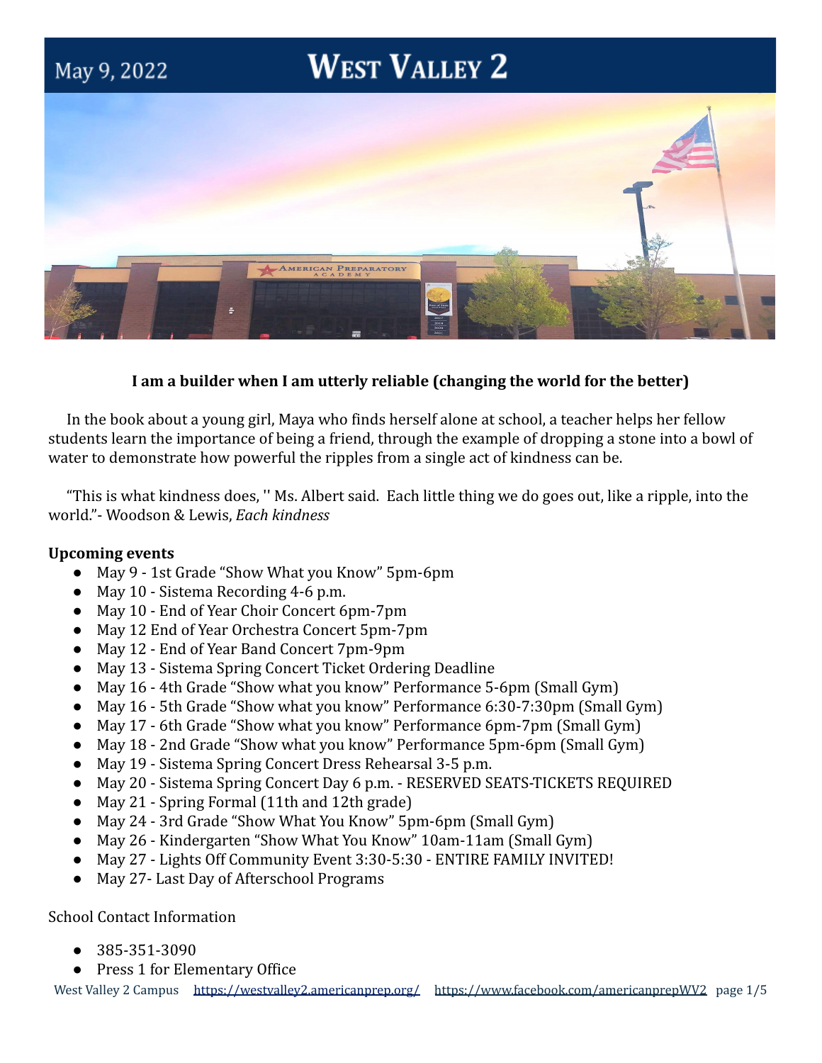May 9, 2022

# West Valley 2

**I am a builder when I am utterly reliable (changing the world for the better)**

In the book about a young girl, Maya who finds herself alone at school, a teacher helps her fellow students learn the importance of being a friend, through the example of dropping a stone into a bowl of water to demonstrate how powerful the ripples from a single act of kindness can be.

"This is what kindness does, '' Ms. Albert said. Each little thing we do goes out, like a ripple, into the world."- Woodson & Lewis, *Each kindness*

**Upcoming events**

- May 9 - 1st Grade "Show What you Know" 5pm-6pm
- May 10 - Sistema Recording 4-6 p.m.
- May 10 - End of Year Choir Concert 6pm-7pm
- May 12 End of Year Orchestra Concert 5pm-7pm
- May 12 - End of Year Band Concert 7pm-9pm
- May 13 - Sistema Spring Concert Ticket Ordering Deadline
- May 16 - 4th Grade "Show what you know" Performance 5-6pm (Small Gym)
- May 16 - 5th Grade "Show what you know" Performance 6:30-7:30pm (Small Gym)
- May 17 - 6th Grade "Show what you know" Performance 6pm-7pm (Small Gym)
- May 18 - 2nd Grade "Show what you know" Performance 5pm-6pm (Small Gym)
- May 19 - Sistema Spring Concert Dress Rehearsal 3-5 p.m.
- May 20 - Sistema Spring Concert Day 6 p.m. - RESERVED SEATS-TICKETS REQUIRED
- May 21 - Spring Formal (11th and 12th grade)
- May 24 - 3rd Grade "Show What You Know" 5pm-6pm (Small Gym)
- May 26 - Kindergarten "Show What You Know" 10am-11am (Small Gym)
- May 27 - Lights Off Community Event 3:30-5:30 - ENTIRE FAMILY INVITED!
- May 27- Last Day of Afterschool Programs

School Contact Information

- 385-351-3090
- Press 1 for Elementary Office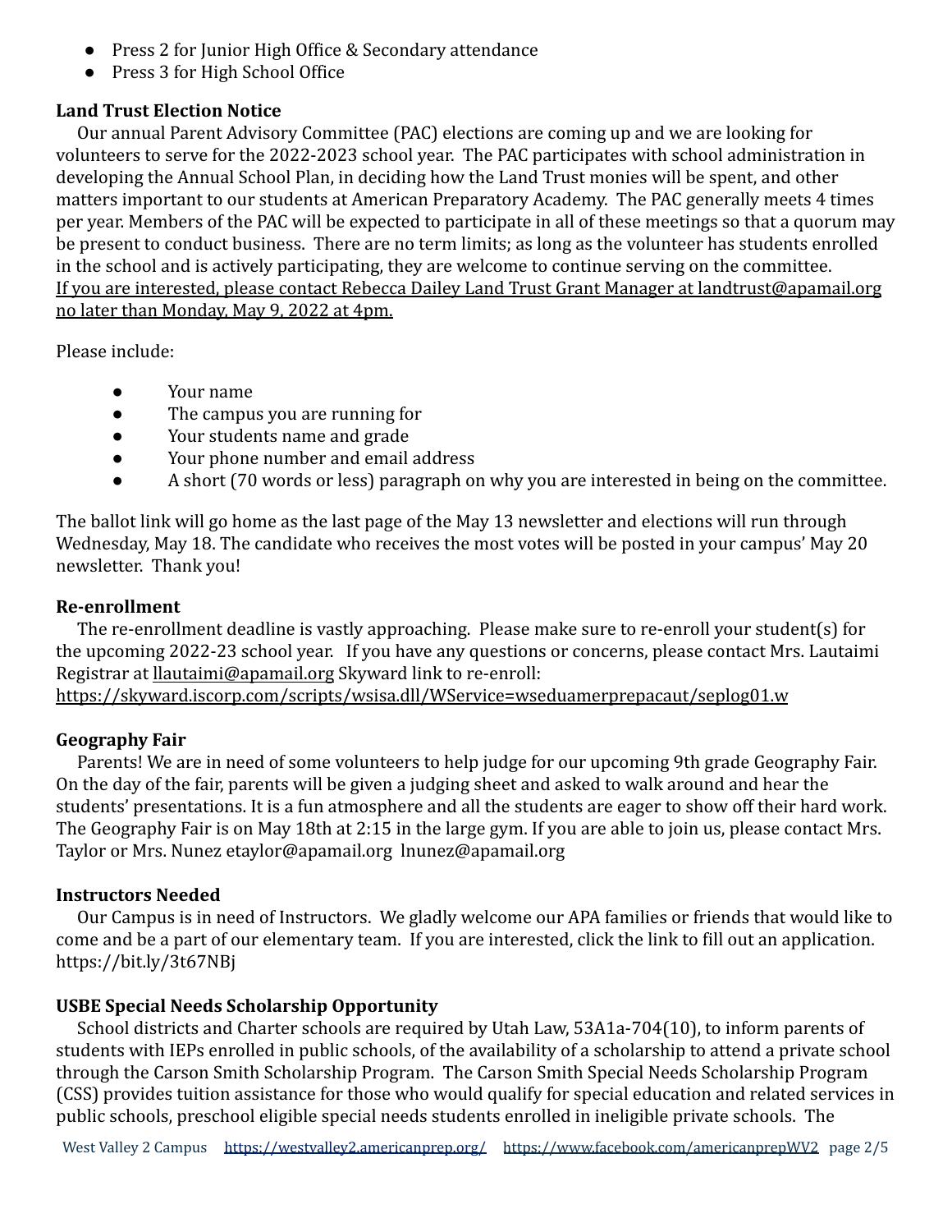- Press 2 for Junior High Office & Secondary attendance
- Press 3 for High School Office

**Land Trust Election Notice**

Our annual Parent Advisory Committee (PAC) elections are coming up and we are looking for volunteers to serve for the 2022-2023 school year. The PAC participates with school administration in developing the Annual School Plan, in deciding how the Land Trust monies will be spent, and other matters important to our students at American Preparatory Academy. The PAC generally meets 4 times per year. Members of the PAC will be expected to participate in all of these meetings so that a quorum may be present to conduct business. There are no term limits; as long as the volunteer has students enrolled in the school and is actively participating, they are welcome to continue serving on the committee. If you are interested, please contact Rebecca Dailey Land Trust Grant Manager at landtrust@apamail.org no later than Monday, May 9, 2022 at 4pm.

Please include:

- Your name
- The campus you are running for
- Your students name and grade
- Your phone number and email address
- A short (70 words or less) paragraph on why you are interested in being on the committee.

The ballot link will go home as the last page of the May 13 newsletter and elections will run through Wednesday, May 18. The candidate who receives the most votes will be posted in your campus' May 20 newsletter. Thank you!

**Re-enrollment**

The re-enrollment deadline is vastly approaching. Please make sure to re-enroll your student(s) for the upcoming 2022-23 school year. If you have any questions or concerns, please contact Mrs. Lautaimi Registrar at llautaimi@apamail.org Skyward link to re-enroll: https://skyward.iscorp.com/scripts/wsisa.dll/WService=wseduamerprepacaut/seplog01.w

**Geography Fair**

Parents! We are in need of some volunteers to help judge for our upcoming 9th grade Geography Fair. On the day of the fair, parents will be given a judging sheet and asked to walk around and hear the students' presentations. It is a fun atmosphere and all the students are eager to show off their hard work. The Geography Fair is on May 18th at 2:15 in the large gym. If you are able to join us, please contact Mrs. Taylor or Mrs. Nunez etaylor@apamail.org lnunez@apamail.org

**Instructors Needed**

Our Campus is in need of Instructors. We gladly welcome our APA families or friends that would like to come and be a part of our elementary team. If you are interested, click the link to fill out an application. https://bit.ly/3t67NBj

**USBE Special Needs Scholarship Opportunity**

School districts and Charter schools are required by Utah Law, 53A1a-704(10), to inform parents of students with IEPs enrolled in public schools, of the availability of a scholarship to attend a private school through the Carson Smith Scholarship Program. The Carson Smith Special Needs Scholarship Program (CSS) provides tuition assistance for those who would qualify for special education and related services in public schools, preschool eligible special needs students enrolled in ineligible private schools. The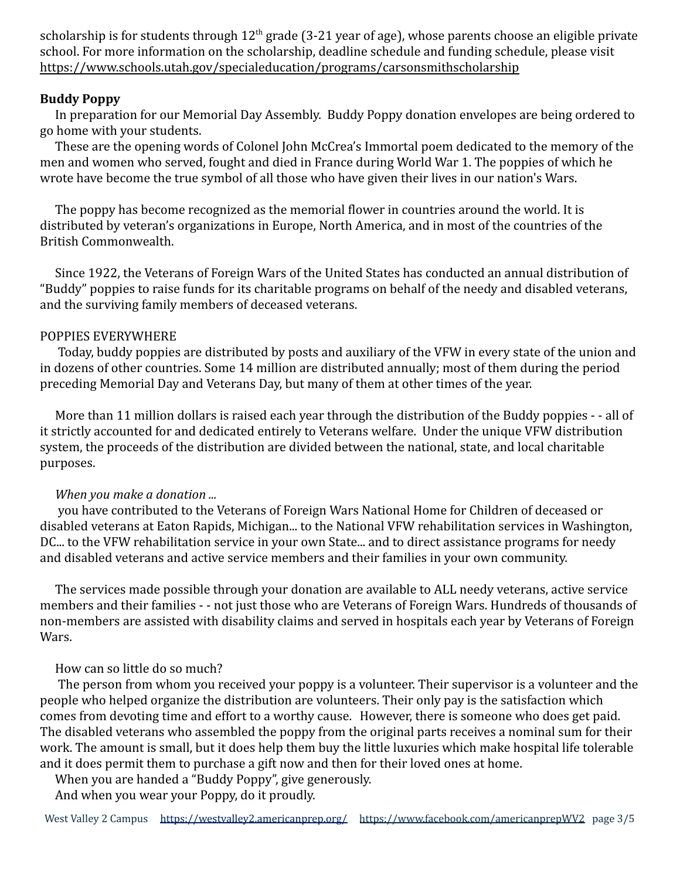scholarship is for students through 12th grade (3-21 year of age), whose parents choose an eligible private school. For more information on the scholarship, deadline schedule and funding schedule, please visit https://www.schools.utah.gov/specialeducation/programs/carsonsmithscholarship

**Buddy Poppy**

In preparation for our Memorial Day Assembly. Buddy Poppy donation envelopes are being ordered to go home with your students.

These are the opening words of Colonel John McCrea's Immortal poem dedicated to the memory of the men and women who served, fought and died in France during World War 1. The poppies of which he wrote have become the true symbol of all those who have given their lives in our nation's Wars.

The poppy has become recognized as the memorial flower in countries around the world. It is distributed by veteran's organizations in Europe, North America, and in most of the countries of the British Commonwealth.

Since 1922, the Veterans of Foreign Wars of the United States has conducted an annual distribution of "Buddy" poppies to raise funds for its charitable programs on behalf of the needy and disabled veterans, and the surviving family members of deceased veterans.

POPPIES EVERYWHERE

Today, buddy poppies are distributed by posts and auxiliary of the VFW in every state of the union and in dozens of other countries. Some 14 million are distributed annually; most of them during the period preceding Memorial Day and Veterans Day, but many of them at other times of the year.

More than 11 million dollars is raised each year through the distribution of the Buddy poppies - - all of it strictly accounted for and dedicated entirely to Veterans welfare. Under the unique VFW distribution system, the proceeds of the distribution are divided between the national, state, and local charitable purposes.

*When you make a donation ...*

you have contributed to the Veterans of Foreign Wars National Home for Children of deceased or disabled veterans at Eaton Rapids, Michigan... to the National VFW rehabilitation services in Washington, DC... to the VFW rehabilitation service in your own State... and to direct assistance programs for needy and disabled veterans and active service members and their families in your own community.

The services made possible through your donation are available to ALL needy veterans, active service members and their families - - not just those who are Veterans of Foreign Wars. Hundreds of thousands of non-members are assisted with disability claims and served in hospitals each year by Veterans of Foreign Wars.

How can so little do so much?

The person from whom you received your poppy is a volunteer. Their supervisor is a volunteer and the people who helped organize the distribution are volunteers. Their only pay is the satisfaction which comes from devoting time and effort to a worthy cause. However, there is someone who does get paid. The disabled veterans who assembled the poppy from the original parts receives a nominal sum for their work. The amount is small, but it does help them buy the little luxuries which make hospital life tolerable and it does permit them to purchase a gift now and then for their loved ones at home.

When you are handed a "Buddy Poppy", give generously.

And when you wear your Poppy, do it proudly.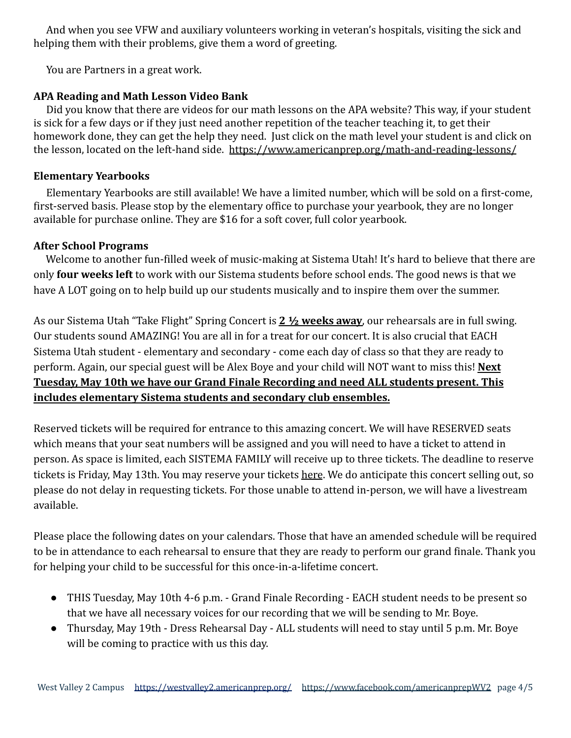And when you see VFW and auxiliary volunteers working in veteran's hospitals, visiting the sick and helping them with their problems, give them a word of greeting.

You are Partners in a great work.

**APA Reading and Math Lesson Video Bank**

Did you know that there are videos for our math lessons on the APA website? This way, if your student is sick for a few days or if they just need another repetition of the teacher teaching it, to get their homework done, they can get the help they need. Just click on the math level your student is and click on the lesson, located on the left-hand side. https://www.americanprep.org/math-and-reading-lessons/

**Elementary Yearbooks**

Elementary Yearbooks are still available! We have a limited number, which will be sold on a first-come, first-served basis. Please stop by the elementary office to purchase your yearbook, they are no longer available for purchase online. They are $16 for a soft cover, full color yearbook.

**After School Programs**

Welcome to another fun-filled week of music-making at Sistema Utah! It's hard to believe that there are only **four weeks left** to work with our Sistema students before school ends. The good news is that we have A LOT going on to help build up our students musically and to inspire them over the summer.

As our Sistema Utah "Take Flight" Spring Concert is **2 ½ weeks away**, our rehearsals are in full swing. Our students sound AMAZING! You are all in for a treat for our concert. It is also crucial that EACH Sistema Utah student - elementary and secondary - come each day of class so that they are ready to perform. Again, our special guest will be Alex Boye and your child will NOT want to miss this! **Next Tuesday, May 10th we have our Grand Finale Recording and need ALL students present. This includes elementary Sistema students and secondary club ensembles.**

Reserved tickets will be required for entrance to this amazing concert. We will have RESERVED seats which means that your seat numbers will be assigned and you will need to have a ticket to attend in person. As space is limited, each SISTEMA FAMILY will receive up to three tickets. The deadline to reserve tickets is Friday, May 13th. You may reserve your tickets here. We do anticipate this concert selling out, so please do not delay in requesting tickets. For those unable to attend in-person, we will have a livestream available.

Please place the following dates on your calendars. Those that have an amended schedule will be required to be in attendance to each rehearsal to ensure that they are ready to perform our grand finale. Thank you for helping your child to be successful for this once-in-a-lifetime concert.

- THIS Tuesday, May 10th 4-6 p.m. - Grand Finale Recording - EACH student needs to be present so that we have all necessary voices for our recording that we will be sending to Mr. Boye.
- Thursday, May 19th - Dress Rehearsal Day - ALL students will need to stay until 5 p.m. Mr. Boye will be coming to practice with us this day.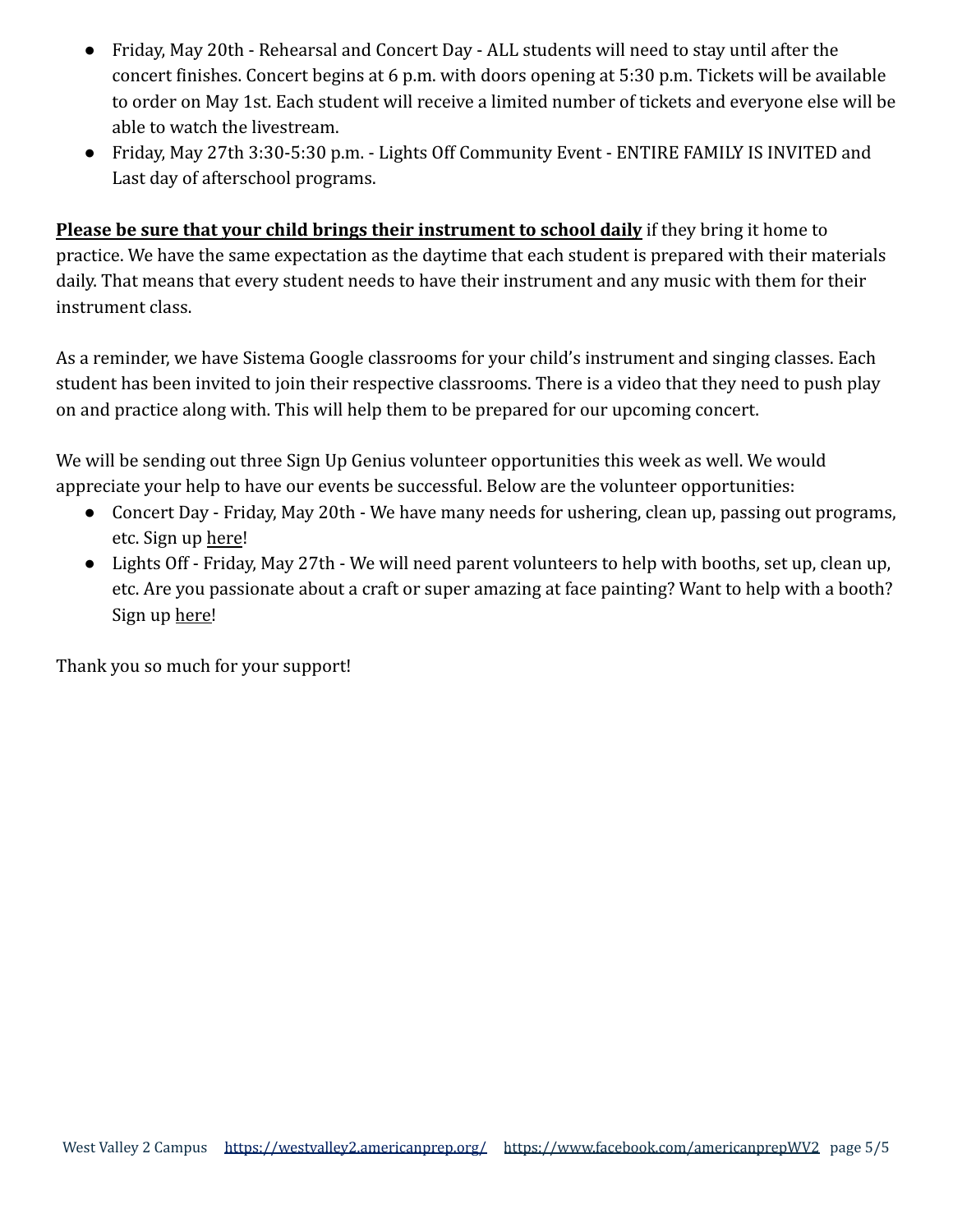- Friday, May 20th - Rehearsal and Concert Day - ALL students will need to stay until after the concert finishes. Concert begins at 6 p.m. with doors opening at 5:30 p.m. Tickets will be available to order on May 1st. Each student will receive a limited number of tickets and everyone else will be able to watch the livestream.
- Friday, May 27th 3:30-5:30 p.m. - Lights Off Community Event - ENTIRE FAMILY IS INVITED and Last day of afterschool programs.

**Please be sure that your child brings their instrument to school daily** if they bring it home to practice. We have the same expectation as the daytime that each student is prepared with their materials daily. That means that every student needs to have their instrument and any music with them for their instrument class.

As a reminder, we have Sistema Google classrooms for your child's instrument and singing classes. Each student has been invited to join their respective classrooms. There is a video that they need to push play on and practice along with. This will help them to be prepared for our upcoming concert.

We will be sending out three Sign Up Genius volunteer opportunities this week as well. We would appreciate your help to have our events be successful. Below are the volunteer opportunities:

- Concert Day - Friday, May 20th - We have many needs for ushering, clean up, passing out programs, etc. Sign up here!
- Lights Off - Friday, May 27th - We will need parent volunteers to help with booths, set up, clean up, etc. Are you passionate about a craft or super amazing at face painting? Want to help with a booth? Sign up here!

Thank you so much for your support!